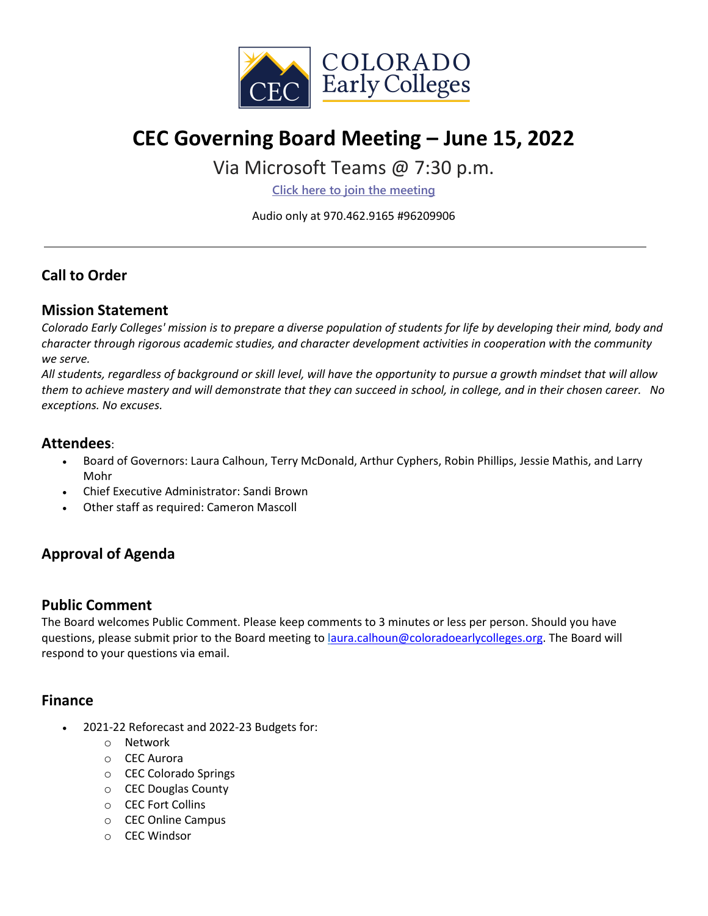# CEC Governing Board Meeting – June 15, 2022

Via Microsoft Teams @ 7:30 p.m.

[Click here to join the meeting]

Audio only at 970.462.9165 #96209906

---

## Call to Order

## Mission Statement

*Colorado Early Colleges' mission is to prepare a diverse population of students for life by developing their mind, body and character through rigorous academic studies, and character development activities in cooperation with the community we serve.*

*All students, regardless of background or skill level, will have the opportunity to pursue a growth mindset that will allow them to achieve mastery and will demonstrate that they can succeed in school, in college, and in their chosen career. No exceptions. No excuses.*

## Attendees:

- Board of Governors: Laura Calhoun, Terry McDonald, Arthur Cyphers, Robin Phillips, Jessie Mathis, and Larry Mohr
- Chief Executive Administrator: Sandi Brown
- Other staff as required: Cameron Mascoll

## Approval of Agenda

## Public Comment

The Board welcomes Public Comment. Please keep comments to 3 minutes or less per person. Should you have questions, please submit prior to the Board meeting to laura.calhoun@coloradoearlycolleges.org. The Board will respond to your questions via email.

## Finance

- 2021-22 Reforecast and 2022-23 Budgets for:
  - Network
  - CEC Aurora
  - CEC Colorado Springs
  - CEC Douglas County
  - CEC Fort Collins
  - CEC Online Campus
  - CEC Windsor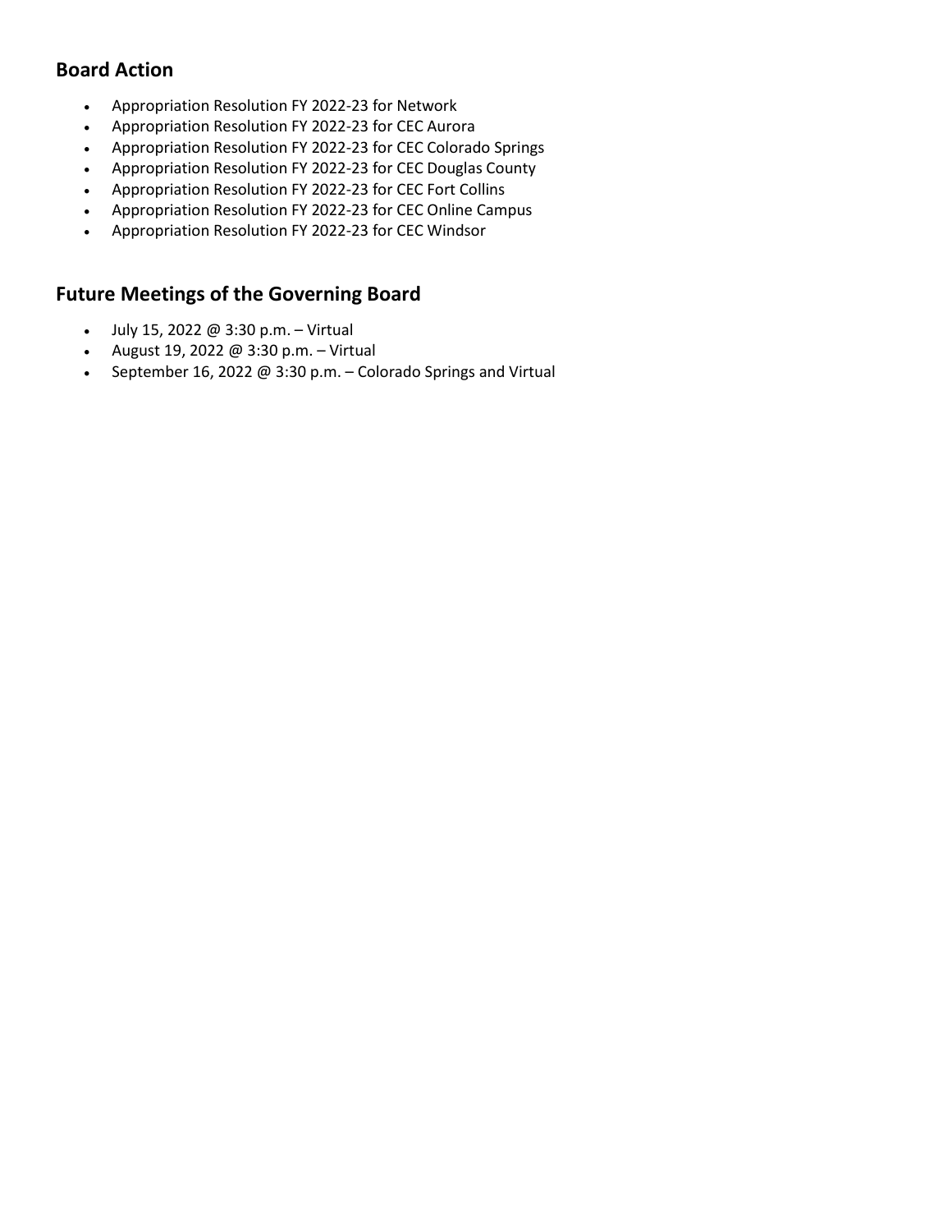## Board Action

- Appropriation Resolution FY 2022-23 for Network
- Appropriation Resolution FY 2022-23 for CEC Aurora
- Appropriation Resolution FY 2022-23 for CEC Colorado Springs
- Appropriation Resolution FY 2022-23 for CEC Douglas County
- Appropriation Resolution FY 2022-23 for CEC Fort Collins
- Appropriation Resolution FY 2022-23 for CEC Online Campus
- Appropriation Resolution FY 2022-23 for CEC Windsor

## Future Meetings of the Governing Board

- July 15, 2022 @ 3:30 p.m. – Virtual
- August 19, 2022 @ 3:30 p.m. – Virtual
- September 16, 2022 @ 3:30 p.m. – Colorado Springs and Virtual